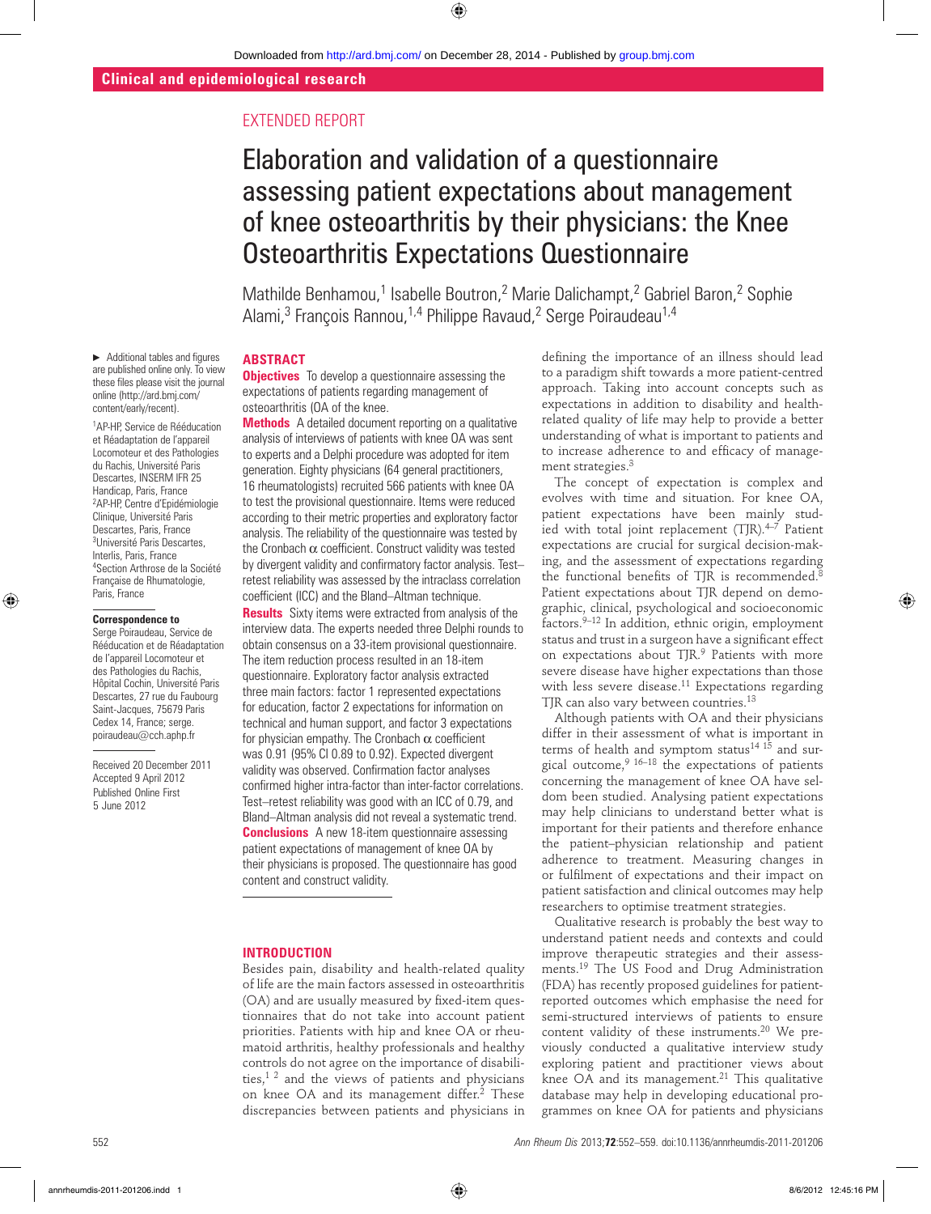Clinical and epidemiological research

EXTENDED REPORT

# Elaboration and validation of a questionnaire assessing patient expectations about management of knee osteoarthritis by their physicians: the Knee Osteoarthritis Expectations Questionnaire

Mathilde Benhamou,[1] Isabelle Boutron,[2] Marie Dalichampt,[2] Gabriel Baron,[2] Sophie Alami,[3] François Rannou,[1,4] Philippe Ravaud,[2] Serge Poiraudeau[1,4]

► Additional tables and figures are published online only. To view these files please visit the journal online (http://ard.bmj.com/content/early/recent).

[1]AP-HP, Service de Rééducation et Réadaptation de l'appareil Locomoteur et des Pathologies du Rachis, Université Paris Descartes, INSERM IFR 25 Handicap, Paris, France
[2]AP-HP, Centre d'Epidémiologie Clinique, Université Paris Descartes, Paris, France
[3]Université Paris Descartes, Interlis, Paris, France
[4]Section Arthrose de la Société Française de Rhumatologie, Paris, France

**Correspondence to**
Serge Poiraudeau, Service de Rééducation et de Réadaptation de l'appareil Locomoteur et des Pathologies du Rachis, Hôpital Cochin, Université Paris Descartes, 27 rue du Faubourg Saint-Jacques, 75679 Paris Cedex 14, France; serge.poiraudeau@cch.aphp.fr

Received 20 December 2011
Accepted 9 April 2012
Published Online First 5 June 2012

## ABSTRACT

**Objectives** To develop a questionnaire assessing the expectations of patients regarding management of osteoarthritis (OA of the knee.

**Methods** A detailed document reporting on a qualitative analysis of interviews of patients with knee OA was sent to experts and a Delphi procedure was adopted for item generation. Eighty physicians (64 general practitioners, 16 rheumatologists) recruited 566 patients with knee OA to test the provisional questionnaire. Items were reduced according to their metric properties and exploratory factor analysis. The reliability of the questionnaire was tested by the Cronbach α coefficient. Construct validity was tested by divergent validity and confirmatory factor analysis. Test–retest reliability was assessed by the intraclass correlation coefficient (ICC) and the Bland–Altman technique.

**Results** Sixty items were extracted from analysis of the interview data. The experts needed three Delphi rounds to obtain consensus on a 33-item provisional questionnaire. The item reduction process resulted in an 18-item questionnaire. Exploratory factor analysis extracted three main factors: factor 1 represented expectations for education, factor 2 expectations for information on technical and human support, and factor 3 expectations for physician empathy. The Cronbach α coefficient was 0.91 (95% CI 0.89 to 0.92). Expected divergent validity was observed. Confirmation factor analyses confirmed higher intra-factor than inter-factor correlations. Test–retest reliability was good with an ICC of 0.79, and Bland–Altman analysis did not reveal a systematic trend.

**Conclusions** A new 18-item questionnaire assessing patient expectations of management of knee OA by their physicians is proposed. The questionnaire has good content and construct validity.

## INTRODUCTION

Besides pain, disability and health-related quality of life are the main factors assessed in osteoarthritis (OA) and are usually measured by fixed-item questionnaires that do not take into account patient priorities. Patients with hip and knee OA or rheumatoid arthritis, healthy professionals and healthy controls do not agree on the importance of disabilities,[1 2] and the views of patients and physicians on knee OA and its management differ.[2] These discrepancies between patients and physicians in defining the importance of an illness should lead to a paradigm shift towards a more patient-centred approach. Taking into account concepts such as expectations in addition to disability and health-related quality of life may help to provide a better understanding of what is important to patients and to increase adherence to and efficacy of management strategies.[3]

The concept of expectation is complex and evolves with time and situation. For knee OA, patient expectations have been mainly studied with total joint replacement (TJR).[4–7] Patient expectations are crucial for surgical decision-making, and the assessment of expectations regarding the functional benefits of TJR is recommended.[8] Patient expectations about TJR depend on demographic, clinical, psychological and socioeconomic factors.[9–12] In addition, ethnic origin, employment status and trust in a surgeon have a significant effect on expectations about TJR.[9] Patients with more severe disease have higher expectations than those with less severe disease.[11] Expectations regarding TJR can also vary between countries.[13]

Although patients with OA and their physicians differ in their assessment of what is important in terms of health and symptom status[14 15] and surgical outcome,[9 16–18] the expectations of patients concerning the management of knee OA have seldom been studied. Analysing patient expectations may help clinicians to understand better what is important for their patients and therefore enhance the patient–physician relationship and patient adherence to treatment. Measuring changes in or fulfilment of expectations and their impact on patient satisfaction and clinical outcomes may help researchers to optimise treatment strategies.

Qualitative research is probably the best way to understand patient needs and contexts and could improve therapeutic strategies and their assessments.[19] The US Food and Drug Administration (FDA) has recently proposed guidelines for patient-reported outcomes which emphasise the need for semi-structured interviews of patients to ensure content validity of these instruments.[20] We previously conducted a qualitative interview study exploring patient and practitioner views about knee OA and its management.[21] This qualitative database may help in developing educational programmes on knee OA for patients and physicians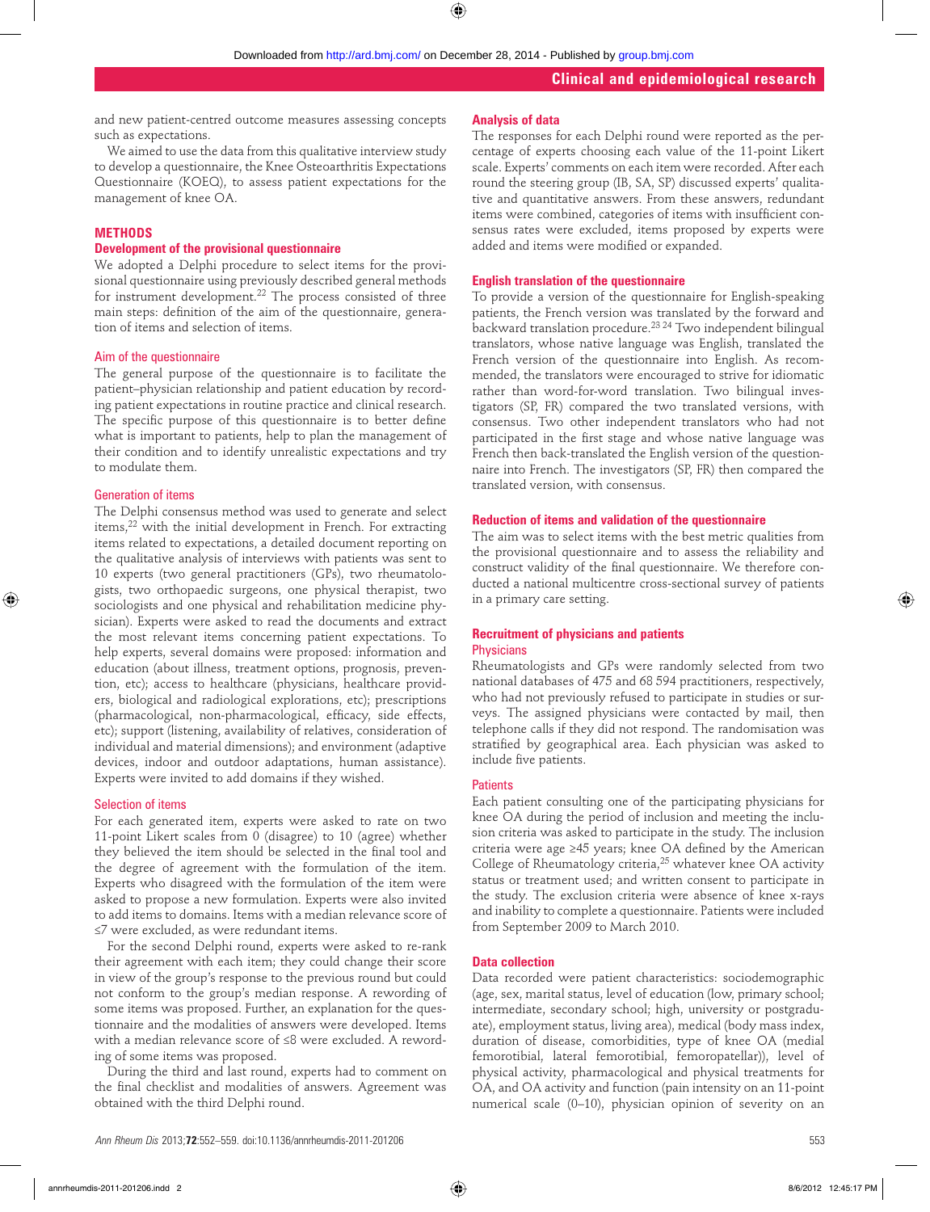and new patient-centred outcome measures assessing concepts such as expectations.

We aimed to use the data from this qualitative interview study to develop a questionnaire, the Knee Osteoarthritis Expectations Questionnaire (KOEQ), to assess patient expectations for the management of knee OA.

## METHODS

### Development of the provisional questionnaire

We adopted a Delphi procedure to select items for the provisional questionnaire using previously described general methods for instrument development.[22] The process consisted of three main steps: definition of the aim of the questionnaire, generation of items and selection of items.

#### Aim of the questionnaire

The general purpose of the questionnaire is to facilitate the patient–physician relationship and patient education by recording patient expectations in routine practice and clinical research. The specific purpose of this questionnaire is to better define what is important to patients, help to plan the management of their condition and to identify unrealistic expectations and try to modulate them.

#### Generation of items

The Delphi consensus method was used to generate and select items,[22] with the initial development in French. For extracting items related to expectations, a detailed document reporting on the qualitative analysis of interviews with patients was sent to 10 experts (two general practitioners (GPs), two rheumatologists, two orthopaedic surgeons, one physical therapist, two sociologists and one physical and rehabilitation medicine physician). Experts were asked to read the documents and extract the most relevant items concerning patient expectations. To help experts, several domains were proposed: information and education (about illness, treatment options, prognosis, prevention, etc); access to healthcare (physicians, healthcare providers, biological and radiological explorations, etc); prescriptions (pharmacological, non-pharmacological, efficacy, side effects, etc); support (listening, availability of relatives, consideration of individual and material dimensions); and environment (adaptive devices, indoor and outdoor adaptations, human assistance). Experts were invited to add domains if they wished.

#### Selection of items

For each generated item, experts were asked to rate on two 11-point Likert scales from 0 (disagree) to 10 (agree) whether they believed the item should be selected in the final tool and the degree of agreement with the formulation of the item. Experts who disagreed with the formulation of the item were asked to propose a new formulation. Experts were also invited to add items to domains. Items with a median relevance score of ≤7 were excluded, as were redundant items.

For the second Delphi round, experts were asked to re-rank their agreement with each item; they could change their score in view of the group's response to the previous round but could not conform to the group's median response. A rewording of some items was proposed. Further, an explanation for the questionnaire and the modalities of answers were developed. Items with a median relevance score of ≤8 were excluded. A rewording of some items was proposed.

During the third and last round, experts had to comment on the final checklist and modalities of answers. Agreement was obtained with the third Delphi round.

### Analysis of data

The responses for each Delphi round were reported as the percentage of experts choosing each value of the 11-point Likert scale. Experts' comments on each item were recorded. After each round the steering group (IB, SA, SP) discussed experts' qualitative and quantitative answers. From these answers, redundant items were combined, categories of items with insufficient consensus rates were excluded, items proposed by experts were added and items were modified or expanded.

### English translation of the questionnaire

To provide a version of the questionnaire for English-speaking patients, the French version was translated by the forward and backward translation procedure.[23 24] Two independent bilingual translators, whose native language was English, translated the French version of the questionnaire into English. As recommended, the translators were encouraged to strive for idiomatic rather than word-for-word translation. Two bilingual investigators (SP, FR) compared the two translated versions, with consensus. Two other independent translators who had not participated in the first stage and whose native language was French then back-translated the English version of the questionnaire into French. The investigators (SP, FR) then compared the translated version, with consensus.

### Reduction of items and validation of the questionnaire

The aim was to select items with the best metric qualities from the provisional questionnaire and to assess the reliability and construct validity of the final questionnaire. We therefore conducted a national multicentre cross-sectional survey of patients in a primary care setting.

### Recruitment of physicians and patients

#### Physicians

Rheumatologists and GPs were randomly selected from two national databases of 475 and 68 594 practitioners, respectively, who had not previously refused to participate in studies or surveys. The assigned physicians were contacted by mail, then telephone calls if they did not respond. The randomisation was stratified by geographical area. Each physician was asked to include five patients.

#### Patients

Each patient consulting one of the participating physicians for knee OA during the period of inclusion and meeting the inclusion criteria was asked to participate in the study. The inclusion criteria were age ≥45 years; knee OA defined by the American College of Rheumatology criteria,[25] whatever knee OA activity status or treatment used; and written consent to participate in the study. The exclusion criteria were absence of knee x-rays and inability to complete a questionnaire. Patients were included from September 2009 to March 2010.

### Data collection

Data recorded were patient characteristics: sociodemographic (age, sex, marital status, level of education (low, primary school; intermediate, secondary school; high, university or postgraduate), employment status, living area), medical (body mass index, duration of disease, comorbidities, type of knee OA (medial femorotibial, lateral femorotibial, femoropatellar)), level of physical activity, pharmacological and physical treatments for OA, and OA activity and function (pain intensity on an 11-point numerical scale (0–10), physician opinion of severity on an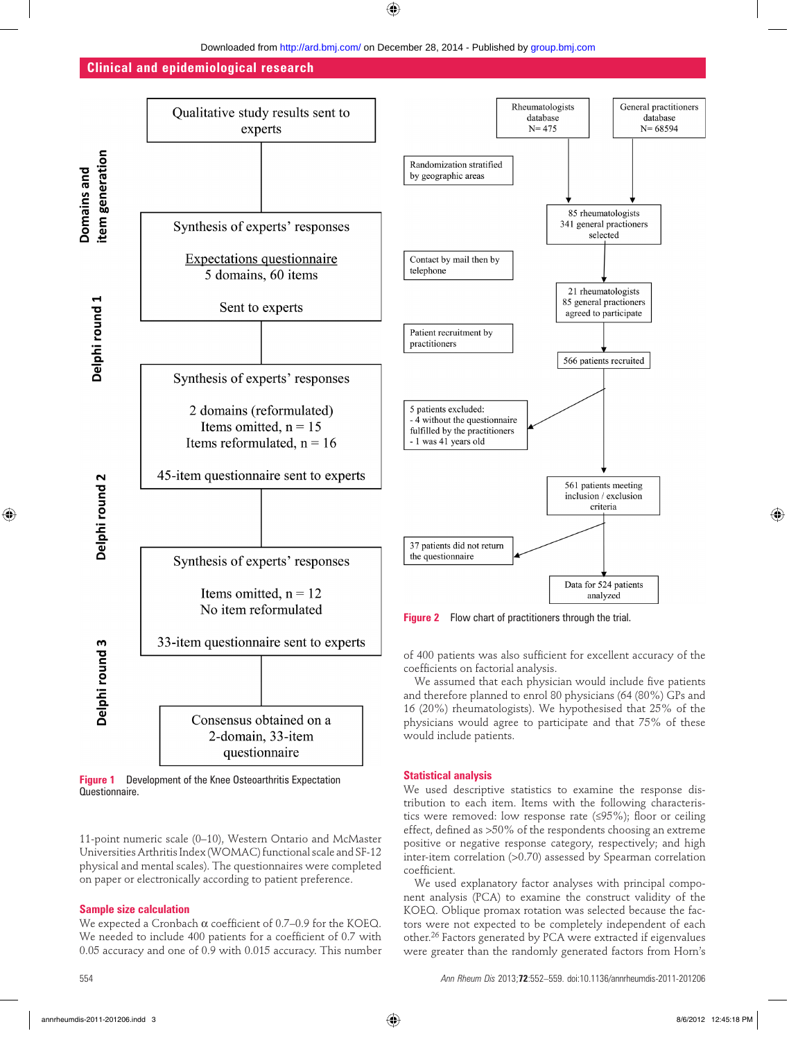Qualitative study results sent to experts

**Domains and item generation**

Synthesis of experts' responses

Expectations questionnaire
5 domains, 60 items

Sent to experts

**Delphi round 1**

Synthesis of experts' responses

2 domains (reformulated)
Items omitted, n = 15
Items reformulated, n = 16

45-item questionnaire sent to experts

**Delphi round 2**

Synthesis of experts' responses

Items omitted, n = 12
No item reformulated

33-item questionnaire sent to experts

**Delphi round 3**

Consensus obtained on a 2-domain, 33-item questionnaire

**Figure 1** Development of the Knee Osteoarthritis Expectation Questionnaire.

Rheumatologists database N= 475

General practitioners database N= 68594

Randomization stratified by geographic areas

85 rheumatologists
341 general practioners selected

Contact by mail then by telephone

21 rheumatologists
85 general practioners agreed to participate

Patient recruitment by practitioners

566 patients recruited

5 patients excluded:
- 4 without the questionnaire fulfilled by the practitioners
- 1 was 41 years old

561 patients meeting inclusion / exclusion criteria

37 patients did not return the questionnaire

Data for 524 patients analyzed

**Figure 2** Flow chart of practitioners through the trial.

11-point numeric scale (0–10), Western Ontario and McMaster Universities Arthritis Index (WOMAC) functional scale and SF-12 physical and mental scales). The questionnaires were completed on paper or electronically according to patient preference.

### Sample size calculation

We expected a Cronbach α coefficient of 0.7–0.9 for the KOEQ. We needed to include 400 patients for a coefficient of 0.7 with 0.05 accuracy and one of 0.9 with 0.015 accuracy. This number of 400 patients was also sufficient for excellent accuracy of the coefficients on factorial analysis.

We assumed that each physician would include five patients and therefore planned to enrol 80 physicians (64 (80%) GPs and 16 (20%) rheumatologists). We hypothesised that 25% of the physicians would agree to participate and that 75% of these would include patients.

### Statistical analysis

We used descriptive statistics to examine the response distribution to each item. Items with the following characteristics were removed: low response rate (≤95%); floor or ceiling effect, defined as >50% of the respondents choosing an extreme positive or negative response category, respectively; and high inter-item correlation (>0.70) assessed by Spearman correlation coefficient.

We used explanatory factor analyses with principal component analysis (PCA) to examine the construct validity of the KOEQ. Oblique promax rotation was selected because the factors were not expected to be completely independent of each other.[26] Factors generated by PCA were extracted if eigenvalues were greater than the randomly generated factors from Horn's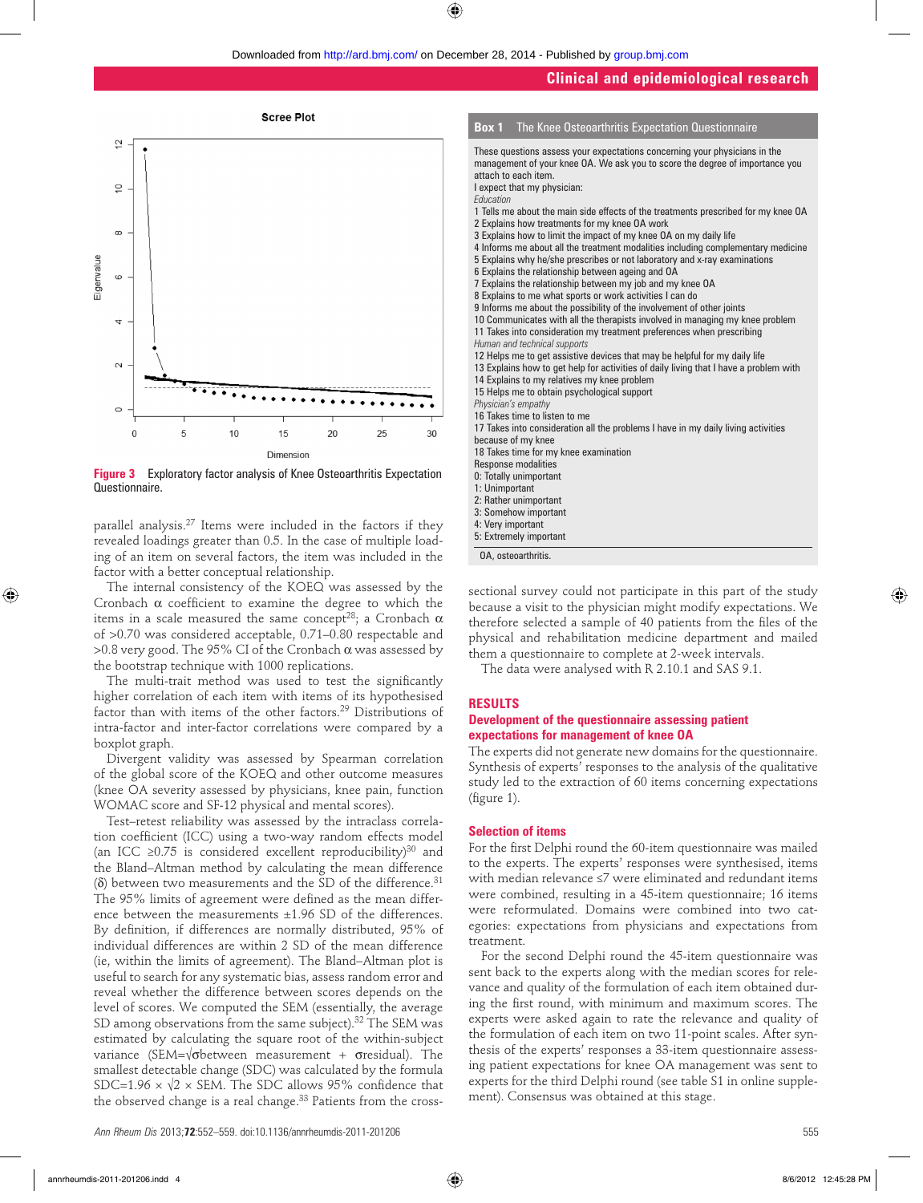Figure 3 Exploratory factor analysis of Knee Osteoarthritis Expectation Questionnaire.

parallel analysis.[27] Items were included in the factors if they revealed loadings greater than 0.5. In the case of multiple loading of an item on several factors, the item was included in the factor with a better conceptual relationship.

The internal consistency of the KOEQ was assessed by the Cronbach α coefficient to examine the degree to which the items in a scale measured the same concept[28]; a Cronbach α of >0.70 was considered acceptable, 0.71–0.80 respectable and >0.8 very good. The 95% CI of the Cronbach α was assessed by the bootstrap technique with 1000 replications.

The multi-trait method was used to test the significantly higher correlation of each item with items of its hypothesised factor than with items of the other factors.[29] Distributions of intra-factor and inter-factor correlations were compared by a boxplot graph.

Divergent validity was assessed by Spearman correlation of the global score of the KOEQ and other outcome measures (knee OA severity assessed by physicians, knee pain, function WOMAC score and SF-12 physical and mental scores).

Test–retest reliability was assessed by the intraclass correlation coefficient (ICC) using a two-way random effects model (an ICC ≥0.75 is considered excellent reproducibility)[30] and the Bland–Altman method by calculating the mean difference (δ) between two measurements and the SD of the difference.[31] The 95% limits of agreement were defined as the mean difference between the measurements ±1.96 SD of the differences. By definition, if differences are normally distributed, 95% of individual differences are within 2 SD of the mean difference (ie, within the limits of agreement). The Bland–Altman plot is useful to search for any systematic bias, assess random error and reveal whether the difference between scores depends on the level of scores. We computed the SEM (essentially, the average SD among observations from the same subject).[32] The SEM was estimated by calculating the square root of the within-subject variance ($SEM=\sqrt{\sigma between\ measurement + \sigma residual}$). The smallest detectable change (SDC) was calculated by the formula $SDC=1.96 \times \sqrt{2} \times SEM$. The SDC allows 95% confidence that the observed change is a real change.[33] Patients from the cross-sectional survey could not participate in this part of the study because a visit to the physician might modify expectations. We therefore selected a sample of 40 patients from the files of the physical and rehabilitation medicine department and mailed them a questionnaire to complete at 2-week intervals.

The data were analysed with R 2.10.1 and SAS 9.1.

**Box 1 The Knee Osteoarthritis Expectation Questionnaire**

These questions assess your expectations concerning your physicians in the management of your knee OA. We ask you to score the degree of importance you attach to each item.

I expect that my physician:

*Education*

1 Tells me about the main side effects of the treatments prescribed for my knee OA
2 Explains how treatments for my knee OA work
3 Explains how to limit the impact of my knee OA on my daily life
4 Informs me about all the treatment modalities including complementary medicine
5 Explains why he/she prescribes or not laboratory and x-ray examinations
6 Explains the relationship between ageing and OA
7 Explains the relationship between my job and my knee OA
8 Explains to me what sports or work activities I can do
9 Informs me about the possibility of the involvement of other joints
10 Communicates with all the therapists involved in managing my knee problem
11 Takes into consideration my treatment preferences when prescribing

*Human and technical supports*

12 Helps me to get assistive devices that may be helpful for my daily life
13 Explains how to get help for activities of daily living that I have a problem with
14 Explains to my relatives my knee problem
15 Helps me to obtain psychological support

*Physician's empathy*

16 Takes time to listen to me
17 Takes into consideration all the problems I have in my daily living activities because of my knee
18 Takes time for my knee examination

Response modalities

0: Totally unimportant
1: Unimportant
2: Rather unimportant
3: Somehow important
4: Very important
5: Extremely important

OA, osteoarthritis.

## RESULTS

### Development of the questionnaire assessing patient expectations for management of knee OA

The experts did not generate new domains for the questionnaire. Synthesis of experts' responses to the analysis of the qualitative study led to the extraction of 60 items concerning expectations (figure 1).

### Selection of items

For the first Delphi round the 60-item questionnaire was mailed to the experts. The experts' responses were synthesised, items with median relevance ≤7 were eliminated and redundant items were combined, resulting in a 45-item questionnaire; 16 items were reformulated. Domains were combined into two categories: expectations from physicians and expectations from treatment.

For the second Delphi round the 45-item questionnaire was sent back to the experts along with the median scores for relevance and quality of the formulation of each item obtained during the first round, with minimum and maximum scores. The experts were asked again to rate the relevance and quality of the formulation of each item on two 11-point scales. After synthesis of the experts' responses a 33-item questionnaire assessing patient expectations for knee OA management was sent to experts for the third Delphi round (see table S1 in online supplement). Consensus was obtained at this stage.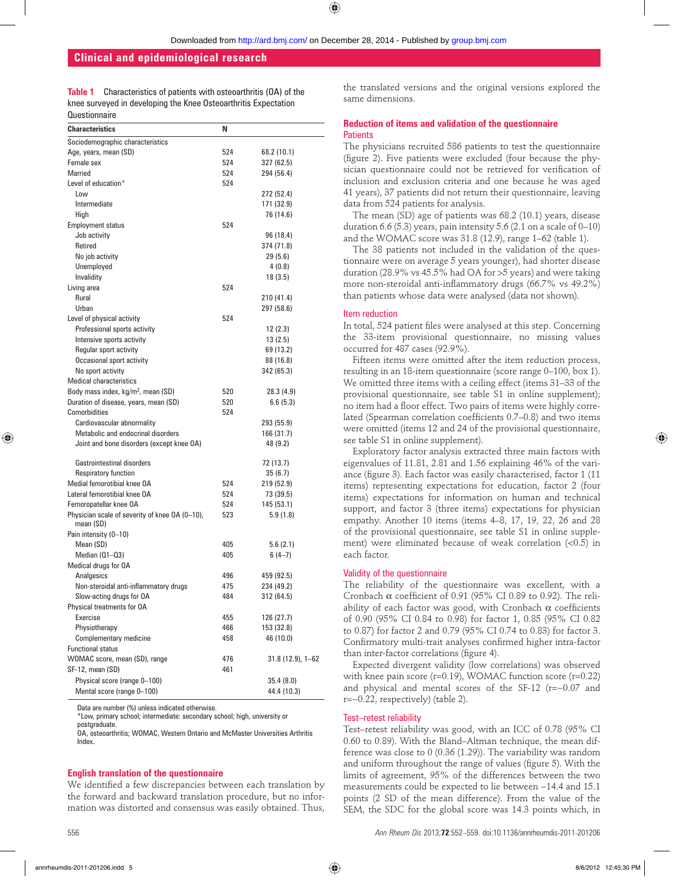**Table 1** Characteristics of patients with osteoarthritis (OA) of the knee surveyed in developing the Knee Osteoarthritis Expectation Questionnaire

| Characteristics | N | |
|---|---|---|
| Sociodemographic characteristics | | |
| Age, years, mean (SD) | 524 | 68.2 (10.1) |
| Female sex | 524 | 327 (62.5) |
| Married | 524 | 294 (56.4) |
| Level of education* | 524 | |
| Low | | 272 (52.4) |
| Intermediate | | 171 (32.9) |
| High | | 76 (14.6) |
| Employment status | 524 | |
| Job activity | | 96 (18.4) |
| Retired | | 374 (71.8) |
| No job activity | | 29 (5.6) |
| Unemployed | | 4 (0.8) |
| Invalidity | | 18 (3.5) |
| Living area | 524 | |
| Rural | | 210 (41.4) |
| Urban | | 297 (58.6) |
| Level of physical activity | 524 | |
| Professional sports activity | | 12 (2.3) |
| Intensive sports activity | | 13 (2.5) |
| Regular sport activity | | 69 (13.2) |
| Occasional sport activity | | 88 (16.8) |
| No sport activity | | 342 (65.3) |
| Medical characteristics | | |
| Body mass index, kg/m$^2$, mean (SD) | 520 | 28.3 (4.9) |
| Duration of disease, years, mean (SD) | 520 | 6.6 (5.3) |
| Comorbidities | 524 | |
| Cardiovascular abnormality | | 293 (55.9) |
| Metabolic and endocrinal disorders | | 166 (31.7) |
| Joint and bone disorders (except knee OA) | | 48 (9.2) |
| Gastrointestinal disorders | | 72 (13.7) |
| Respiratory function | | 35 (6.7) |
| Medial femorotibial knee OA | 524 | 219 (52.9) |
| Lateral femorotibial knee OA | 524 | 73 (39.5) |
| Femoropatellar knee OA | 524 | 145 (53.1) |
| Physician scale of severity of knee OA (0–10), mean (SD) | 523 | 5.9 (1.8) |
| Pain intensity (0–10) | | |
| Mean (SD) | 405 | 5.6 (2.1) |
| Median (Q1–Q3) | 405 | 6 (4–7) |
| Medical drugs for OA | | |
| Analgesics | 496 | 459 (92.5) |
| Non-steroidal anti-inflammatory drugs | 475 | 234 (49.2) |
| Slow-acting drugs for OA | 484 | 312 (64.5) |
| Physical treatments for OA | | |
| Exercise | 455 | 126 (27.7) |
| Physiotherapy | 466 | 153 (32.8) |
| Complementary medicine | 458 | 46 (10.0) |
| Functional status | | |
| WOMAC score, mean (SD), range | 476 | 31.8 (12.9), 1–62 |
| SF-12, mean (SD) | 461 | |
| Physical score (range 0–100) | | 35.4 (8.0) |
| Mental score (range 0–100) | | 44.4 (10.3) |

Data are number (%) unless indicated otherwise.
*Low, primary school; intermediate: secondary school; high, university or postgraduate.
OA, osteoarthritis; WOMAC, Western Ontario and McMaster Universities Arthritis Index.

## English translation of the questionnaire

We identified a few discrepancies between each translation by the forward and backward translation procedure, but no information was distorted and consensus was easily obtained. Thus, the translated versions and the original versions explored the same dimensions.

## Reduction of items and validation of the questionnaire

### Patients

The physicians recruited 586 patients to test the questionnaire (figure 2). Five patients were excluded (four because the physician questionnaire could not be retrieved for verification of inclusion and exclusion criteria and one because he was aged 41 years), 37 patients did not return their questionnaire, leaving data from 524 patients for analysis.

The mean (SD) age of patients was 68.2 (10.1) years, disease duration 6.6 (5.3) years, pain intensity 5.6 (2.1 on a scale of 0–10) and the WOMAC score was 31.8 (12.9), range 1–62 (table 1).

The 38 patients not included in the validation of the questionnaire were on average 5 years younger), had shorter disease duration (28.9% vs 45.5% had OA for >5 years) and were taking more non-steroidal anti-inflammatory drugs (66.7% vs 49.2%) than patients whose data were analysed (data not shown).

### Item reduction

In total, 524 patient files were analysed at this step. Concerning the 33-item provisional questionnaire, no missing values occurred for 487 cases (92.9%).

Fifteen items were omitted after the item reduction process, resulting in an 18-item questionnaire (score range 0–100, box 1). We omitted three items with a ceiling effect (items 31–33 of the provisional questionnaire, see table S1 in online supplement); no item had a floor effect. Two pairs of items were highly correlated (Spearman correlation coefficients 0.7–0.8) and two items were omitted (items 12 and 24 of the provisional questionnaire, see table S1 in online supplement).

Exploratory factor analysis extracted three main factors with eigenvalues of 11.81, 2.81 and 1.56 explaining 46% of the variance (figure 3). Each factor was easily characterised, factor 1 (11 items) representing expectations for education, factor 2 (four items) expectations for information on human and technical support, and factor 3 (three items) expectations for physician empathy. Another 10 items (items 4–8, 17, 19, 22, 26 and 28 of the provisional questionnaire, see table S1 in online supplement) were eliminated because of weak correlation (<0.5) in each factor.

### Validity of the questionnaire

The reliability of the questionnaire was excellent, with a Cronbach α coefficient of 0.91 (95% CI 0.89 to 0.92). The reliability of each factor was good, with Cronbach α coefficients of 0.90 (95% CI 0.84 to 0.98) for factor 1, 0.85 (95% CI 0.82 to 0.87) for factor 2 and 0.79 (95% CI 0.74 to 0.83) for factor 3. Confirmatory multi-trait analyses confirmed higher intra-factor than inter-factor correlations (figure 4).

Expected divergent validity (low correlations) was observed with knee pain score (r=0.19), WOMAC function score (r=0.22) and physical and mental scores of the SF-12 (r=−0.07 and r=−0.22, respectively) (table 2).

### Test–retest reliability

Test–retest reliability was good, with an ICC of 0.78 (95% CI 0.60 to 0.89). With the Bland–Altman technique, the mean difference was close to 0 (0.36 (1.29)). The variability was random and uniform throughout the range of values (figure 5). With the limits of agreement, 95% of the differences between the two measurements could be expected to lie between −14.4 and 15.1 points (2 SD of the mean difference). From the value of the SEM, the SDC for the global score was 14.3 points which, in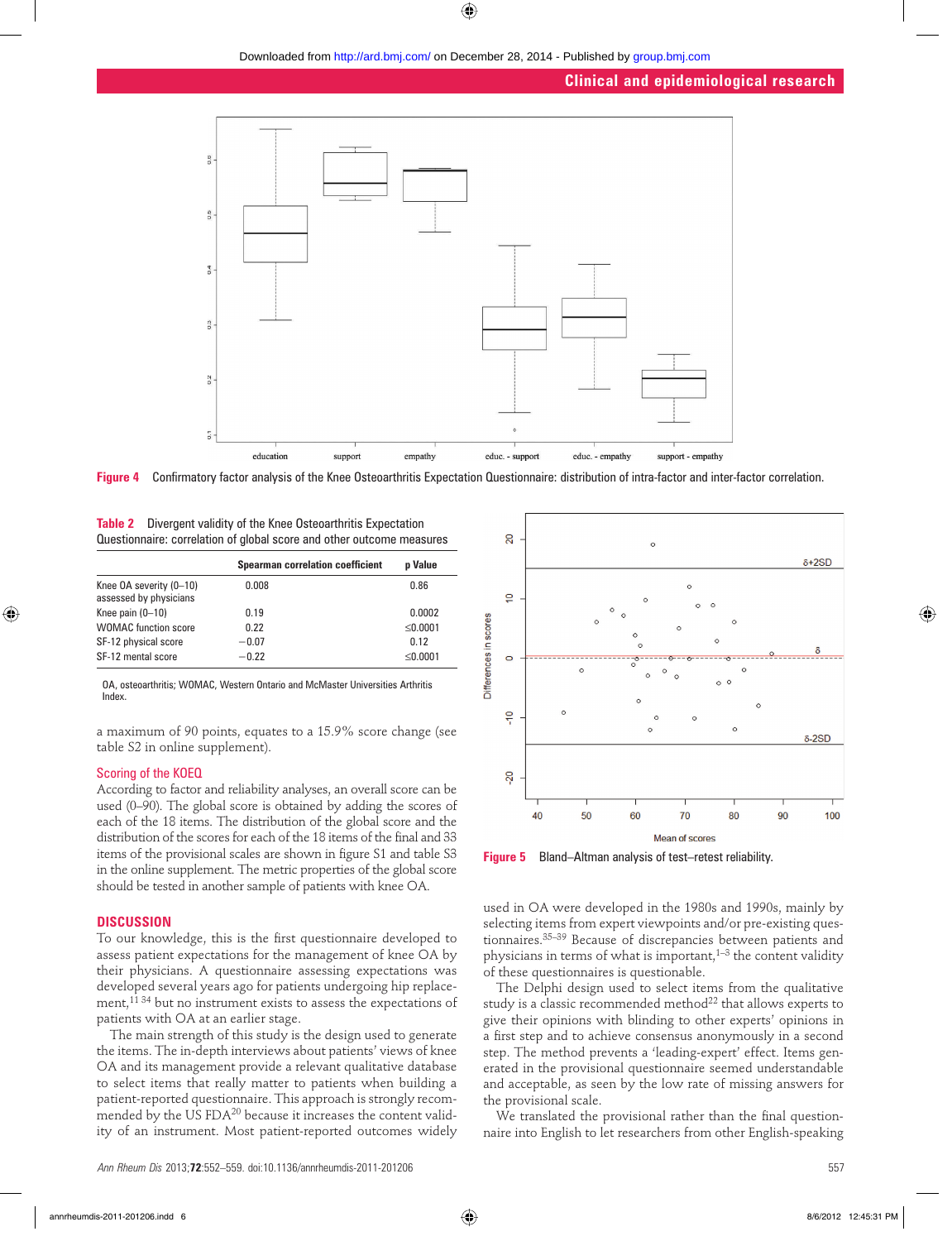Figure 4 Confirmatory factor analysis of the Knee Osteoarthritis Expectation Questionnaire: distribution of intra-factor and inter-factor correlation.

**Table 2** Divergent validity of the Knee Osteoarthritis Expectation Questionnaire: correlation of global score and other outcome measures

| | Spearman correlation coefficient | p Value |
|---|---|---|
| Knee OA severity (0–10) assessed by physicians | 0.008 | 0.86 |
| Knee pain (0–10) | 0.19 | 0.0002 |
| WOMAC function score | 0.22 | ≤0.0001 |
| SF-12 physical score | −0.07 | 0.12 |
| SF-12 mental score | −0.22 | ≤0.0001 |

OA, osteoarthritis; WOMAC, Western Ontario and McMaster Universities Arthritis Index.

a maximum of 90 points, equates to a 15.9% score change (see table S2 in online supplement).

### Scoring of the KOEQ

According to factor and reliability analyses, an overall score can be used (0–90). The global score is obtained by adding the scores of each of the 18 items. The distribution of the global score and the distribution of the scores for each of the 18 items of the final and 33 items of the provisional scales are shown in figure S1 and table S3 in the online supplement. The metric properties of the global score should be tested in another sample of patients with knee OA.

Figure 5 Bland–Altman analysis of test–retest reliability.

## DISCUSSION

To our knowledge, this is the first questionnaire developed to assess patient expectations for the management of knee OA by their physicians. A questionnaire assessing expectations was developed several years ago for patients undergoing hip replacement,[11 34] but no instrument exists to assess the expectations of patients with OA at an earlier stage.

The main strength of this study is the design used to generate the items. The in-depth interviews about patients' views of knee OA and its management provide a relevant qualitative database to select items that really matter to patients when building a patient-reported questionnaire. This approach is strongly recommended by the US FDA[20] because it increases the content validity of an instrument. Most patient-reported outcomes widely used in OA were developed in the 1980s and 1990s, mainly by selecting items from expert viewpoints and/or pre-existing questionnaires.[35–39] Because of discrepancies between patients and physicians in terms of what is important,[1–3] the content validity of these questionnaires is questionable.

The Delphi design used to select items from the qualitative study is a classic recommended method[22] that allows experts to give their opinions with blinding to other experts' opinions in a first step and to achieve consensus anonymously in a second step. The method prevents a 'leading-expert' effect. Items generated in the provisional questionnaire seemed understandable and acceptable, as seen by the low rate of missing answers for the provisional scale.

We translated the provisional rather than the final questionnaire into English to let researchers from other English-speaking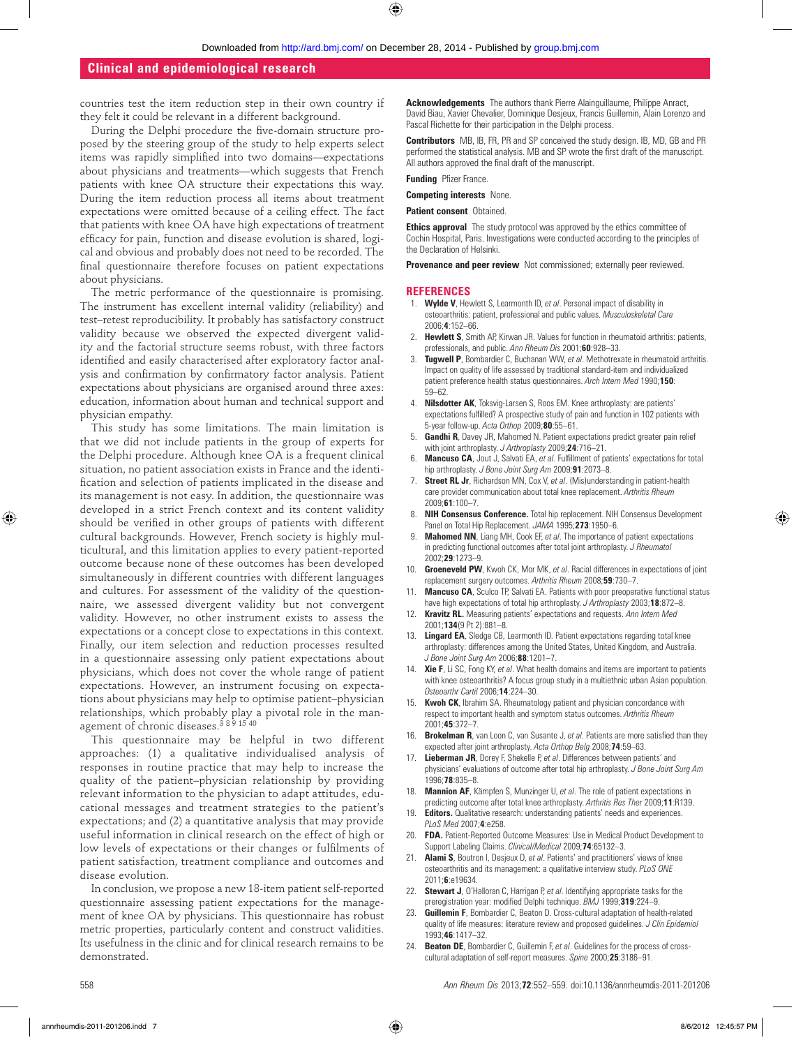countries test the item reduction step in their own country if they felt it could be relevant in a different background.

During the Delphi procedure the five-domain structure proposed by the steering group of the study to help experts select items was rapidly simplified into two domains—expectations about physicians and treatments—which suggests that French patients with knee OA structure their expectations this way. During the item reduction process all items about treatment expectations were omitted because of a ceiling effect. The fact that patients with knee OA have high expectations of treatment efficacy for pain, function and disease evolution is shared, logical and obvious and probably does not need to be recorded. The final questionnaire therefore focuses on patient expectations about physicians.

The metric performance of the questionnaire is promising. The instrument has excellent internal validity (reliability) and test–retest reproducibility. It probably has satisfactory construct validity because we observed the expected divergent validity and the factorial structure seems robust, with three factors identified and easily characterised after exploratory factor analysis and confirmation by confirmatory factor analysis. Patient expectations about physicians are organised around three axes: education, information about human and technical support and physician empathy.

This study has some limitations. The main limitation is that we did not include patients in the group of experts for the Delphi procedure. Although knee OA is a frequent clinical situation, no patient association exists in France and the identification and selection of patients implicated in the disease and its management is not easy. In addition, the questionnaire was developed in a strict French context and its content validity should be verified in other groups of patients with different cultural backgrounds. However, French society is highly multicultural, and this limitation applies to every patient-reported outcome because none of these outcomes has been developed simultaneously in different countries with different languages and cultures. For assessment of the validity of the questionnaire, we assessed divergent validity but not convergent validity. However, no other instrument exists to assess the expectations or a concept close to expectations in this context. Finally, our item selection and reduction processes resulted in a questionnaire assessing only patient expectations about physicians, which does not cover the whole range of patient expectations. However, an instrument focusing on expectations about physicians may help to optimise patient–physician relationships, which probably play a pivotal role in the management of chronic diseases.[3 8 9 15 40]

This questionnaire may be helpful in two different approaches: (1) a qualitative individualised analysis of responses in routine practice that may help to increase the quality of the patient–physician relationship by providing relevant information to the physician to adapt attitudes, educational messages and treatment strategies to the patient's expectations; and (2) a quantitative analysis that may provide useful information in clinical research on the effect of high or low levels of expectations or their changes or fulfilments of patient satisfaction, treatment compliance and outcomes and disease evolution.

In conclusion, we propose a new 18-item patient self-reported questionnaire assessing patient expectations for the management of knee OA by physicians. This questionnaire has robust metric properties, particularly content and construct validities. Its usefulness in the clinic and for clinical research remains to be demonstrated.

**Acknowledgements** The authors thank Pierre Alainguillaume, Philippe Anract, David Biau, Xavier Chevalier, Dominique Desjeux, Francis Guillemin, Alain Lorenzo and Pascal Richette for their participation in the Delphi process.

**Contributors** MB, IB, FR, PR and SP conceived the study design. IB, MD, GB and PR performed the statistical analysis. MB and SP wrote the first draft of the manuscript. All authors approved the final draft of the manuscript.

**Funding** Pfizer France.

**Competing interests** None.

**Patient consent** Obtained.

**Ethics approval** The study protocol was approved by the ethics committee of Cochin Hospital, Paris. Investigations were conducted according to the principles of the Declaration of Helsinki.

**Provenance and peer review** Not commissioned; externally peer reviewed.

## REFERENCES

1. **Wylde V**, Hewlett S, Learmonth ID, *et al*. Personal impact of disability in osteoarthritis: patient, professional and public values. *Musculoskeletal Care* 2006;**4**:152–66.
2. **Hewlett S**, Smith AP, Kirwan JR. Values for function in rheumatoid arthritis: patients, professionals, and public. *Ann Rheum Dis* 2001;**60**:928–33.
3. **Tugwell P**, Bombardier C, Buchanan WW, *et al*. Methotrexate in rheumatoid arthritis. Impact on quality of life assessed by traditional standard-item and individualized patient preference health status questionnaires. *Arch Intern Med* 1990;**150**:59–62.
4. **Nilsdotter AK**, Toksvig-Larsen S, Roos EM. Knee arthroplasty: are patients' expectations fulfilled? A prospective study of pain and function in 102 patients with 5-year follow-up. *Acta Orthop* 2009;**80**:55–61.
5. **Gandhi R**, Davey JR, Mahomed N. Patient expectations predict greater pain relief with joint arthroplasty. *J Arthroplasty* 2009;**24**:716–21.
6. **Mancuso CA**, Jout J, Salvati EA, *et al*. Fulfillment of patients' expectations for total hip arthroplasty. *J Bone Joint Surg Am* 2009;**91**:2073–8.
7. **Street RL Jr**, Richardson MN, Cox V, *et al*. (Mis)understanding in patient-health care provider communication about total knee replacement. *Arthritis Rheum* 2009;**61**:100–7.
8. **NIH Consensus Conference.** Total hip replacement. NIH Consensus Development Panel on Total Hip Replacement. *JAMA* 1995;**273**:1950–6.
9. **Mahomed NN**, Liang MH, Cook EF, *et al*. The importance of patient expectations in predicting functional outcomes after total joint arthroplasty. *J Rheumatol* 2002;**29**:1273–9.
10. **Groeneveld PW**, Kwoh CK, Mor MK, *et al*. Racial differences in expectations of joint replacement surgery outcomes. *Arthritis Rheum* 2008;**59**:730–7.
11. **Mancuso CA**, Sculco TP, Salvati EA. Patients with poor preoperative functional status have high expectations of total hip arthroplasty. *J Arthroplasty* 2003;**18**:872–8.
12. **Kravitz RL.** Measuring patients' expectations and requests. *Ann Intern Med* 2001;**134**(9 Pt 2):881–8.
13. **Lingard EA**, Sledge CB, Learmonth ID. Patient expectations regarding total knee arthroplasty: differences among the United States, United Kingdom, and Australia. *J Bone Joint Surg Am* 2006;**88**:1201–7.
14. **Xie F**, Li SC, Fong KY, *et al*. What health domains and items are important to patients with knee osteoarthritis? A focus group study in a multiethnic urban Asian population. *Osteoarthr Cartil* 2006;**14**:224–30.
15. **Kwoh CK**, Ibrahim SA. Rheumatology patient and physician concordance with respect to important health and symptom status outcomes. *Arthritis Rheum* 2001;**45**:372–7.
16. **Brokelman R**, van Loon C, van Susante J, *et al*. Patients are more satisfied than they expected after joint arthroplasty. *Acta Orthop Belg* 2008;**74**:59–63.
17. **Lieberman JR**, Dorey F, Shekelle P, *et al*. Differences between patients' and physicians' evaluations of outcome after total hip arthroplasty. *J Bone Joint Surg Am* 1996;**78**:835–8.
18. **Mannion AF**, Kämpfen S, Munzinger U, *et al*. The role of patient expectations in predicting outcome after total knee arthroplasty. *Arthritis Res Ther* 2009;**11**:R139.
19. **Editors.** Qualitative research: understanding patients' needs and experiences. *PLoS Med* 2007;**4**:e258.
20. **FDA.** Patient-Reported Outcome Measures: Use in Medical Product Development to Support Labeling Claims. *Clinical/Medical* 2009;**74**:65132–3.
21. **Alami S**, Boutron I, Desjeux D, *et al*. Patients' and practitioners' views of knee osteoarthritis and its management: a qualitative interview study. *PLoS ONE* 2011;**6**:e19634.
22. **Stewart J**, O'Halloran C, Harrigan P, *et al*. Identifying appropriate tasks for the preregistration year: modified Delphi technique. *BMJ* 1999;**319**:224–9.
23. **Guillemin F**, Bombardier C, Beaton D. Cross-cultural adaptation of health-related quality of life measures: literature review and proposed guidelines. *J Clin Epidemiol* 1993;**46**:1417–32.
24. **Beaton DE**, Bombardier C, Guillemin F, *et al*. Guidelines for the process of cross-cultural adaptation of self-report measures. *Spine* 2000;**25**:3186–91.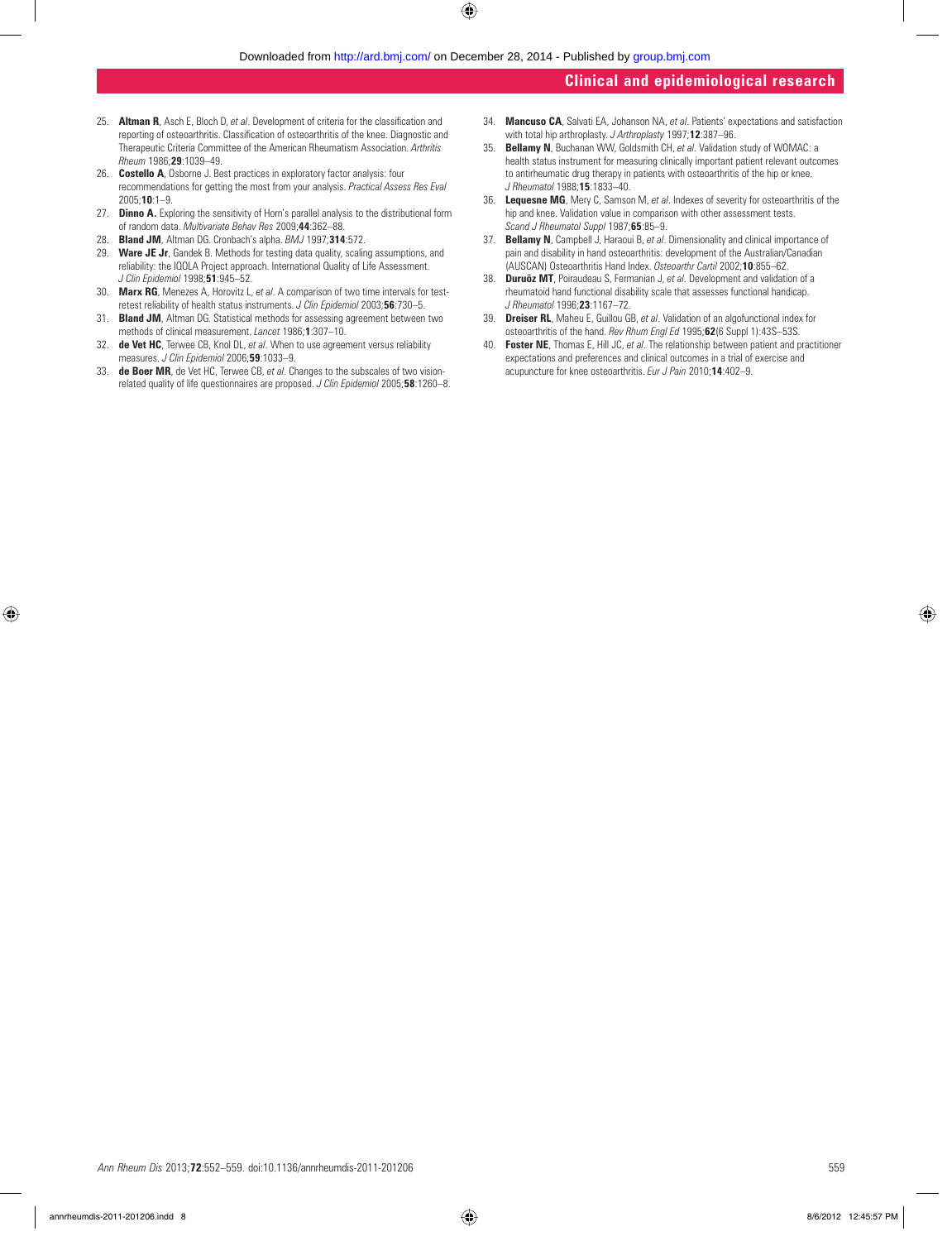25. **Altman R**, Asch E, Bloch D, *et al*. Development of criteria for the classification and reporting of osteoarthritis. Classification of osteoarthritis of the knee. Diagnostic and Therapeutic Criteria Committee of the American Rheumatism Association. *Arthritis Rheum* 1986;**29**:1039–49.
26. **Costello A**, Osborne J. Best practices in exploratory factor analysis: four recommendations for getting the most from your analysis. *Practical Assess Res Eval* 2005;**10**:1–9.
27. **Dinno A.** Exploring the sensitivity of Horn's parallel analysis to the distributional form of random data. *Multivariate Behav Res* 2009;**44**:362–88.
28. **Bland JM**, Altman DG. Cronbach's alpha. *BMJ* 1997;**314**:572.
29. **Ware JE Jr**, Gandek B. Methods for testing data quality, scaling assumptions, and reliability: the IQOLA Project approach. International Quality of Life Assessment. *J Clin Epidemiol* 1998;**51**:945–52.
30. **Marx RG**, Menezes A, Horovitz L, *et al*. A comparison of two time intervals for test-retest reliability of health status instruments. *J Clin Epidemiol* 2003;**56**:730–5.
31. **Bland JM**, Altman DG. Statistical methods for assessing agreement between two methods of clinical measurement. *Lancet* 1986;**1**:307–10.
32. **de Vet HC**, Terwee CB, Knol DL, *et al*. When to use agreement versus reliability measures. *J Clin Epidemiol* 2006;**59**:1033–9.
33. **de Boer MR**, de Vet HC, Terwee CB, *et al*. Changes to the subscales of two vision-related quality of life questionnaires are proposed. *J Clin Epidemiol* 2005;**58**:1260–8.
34. **Mancuso CA**, Salvati EA, Johanson NA, *et al*. Patients' expectations and satisfaction with total hip arthroplasty. *J Arthroplasty* 1997;**12**:387–96.
35. **Bellamy N**, Buchanan WW, Goldsmith CH, *et al*. Validation study of WOMAC: a health status instrument for measuring clinically important patient relevant outcomes to antirheumatic drug therapy in patients with osteoarthritis of the hip or knee. *J Rheumatol* 1988;**15**:1833–40.
36. **Lequesne MG**, Mery C, Samson M, *et al*. Indexes of severity for osteoarthritis of the hip and knee. Validation value in comparison with other assessment tests. *Scand J Rheumatol Suppl* 1987;**65**:85–9.
37. **Bellamy N**, Campbell J, Haraoui B, *et al*. Dimensionality and clinical importance of pain and disability in hand osteoarthritis: development of the Australian/Canadian (AUSCAN) Osteoarthritis Hand Index. *Osteoarthr Cartil* 2002;**10**:855–62.
38. **Duruöz MT**, Poiraudeau S, Fermanian J, *et al*. Development and validation of a rheumatoid hand functional disability scale that assesses functional handicap. *J Rheumatol* 1996;**23**:1167–72.
39. **Dreiser RL**, Maheu E, Guillou GB, *et al*. Validation of an algofunctional index for osteoarthritis of the hand. *Rev Rhum Engl Ed* 1995;**62**(6 Suppl 1):43S–53S.
40. **Foster NE**, Thomas E, Hill JC, *et al*. The relationship between patient and practitioner expectations and preferences and clinical outcomes in a trial of exercise and acupuncture for knee osteoarthritis. *Eur J Pain* 2010;**14**:402–9.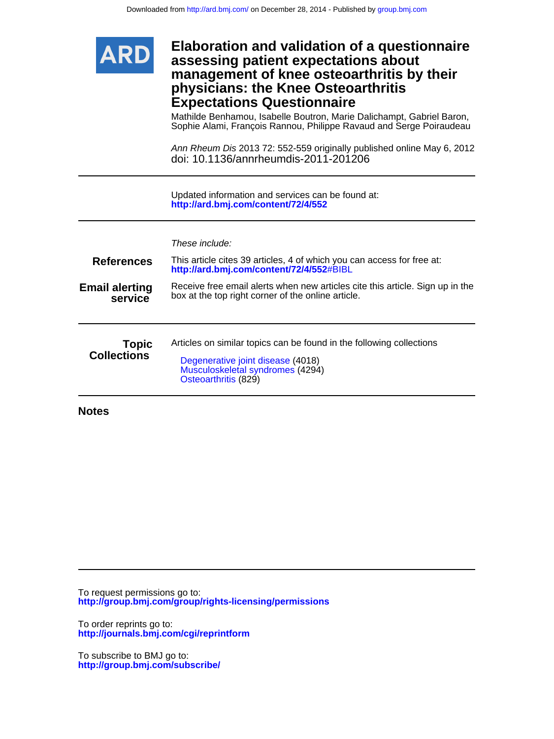Downloaded from http://ard.bmj.com/ on December 28, 2014 - Published by group.bmj.com

ARD

# Elaboration and validation of a questionnaire assessing patient expectations about management of knee osteoarthritis by their physicians: the Knee Osteoarthritis Expectations Questionnaire

Mathilde Benhamou, Isabelle Boutron, Marie Dalichampt, Gabriel Baron, Sophie Alami, François Rannou, Philippe Ravaud and Serge Poiraudeau

*Ann Rheum Dis* 2013 72: 552-559 originally published online May 6, 2012
doi: 10.1136/annrheumdis-2011-201206

Updated information and services can be found at:
**http://ard.bmj.com/content/72/4/552**

*These include:*

**References**
This article cites 39 articles, 4 of which you can access for free at:
**http://ard.bmj.com/content/72/4/552**#BIBL

**Email alerting service**
Receive free email alerts when new articles cite this article. Sign up in the box at the top right corner of the online article.

**Topic Collections**
Articles on similar topics can be found in the following collections

Degenerative joint disease (4018)
Musculoskeletal syndromes (4294)
Osteoarthritis (829)

## Notes

To request permissions go to:
**http://group.bmj.com/group/rights-licensing/permissions**

To order reprints go to:
**http://journals.bmj.com/cgi/reprintform**

To subscribe to BMJ go to:
**http://group.bmj.com/subscribe/**